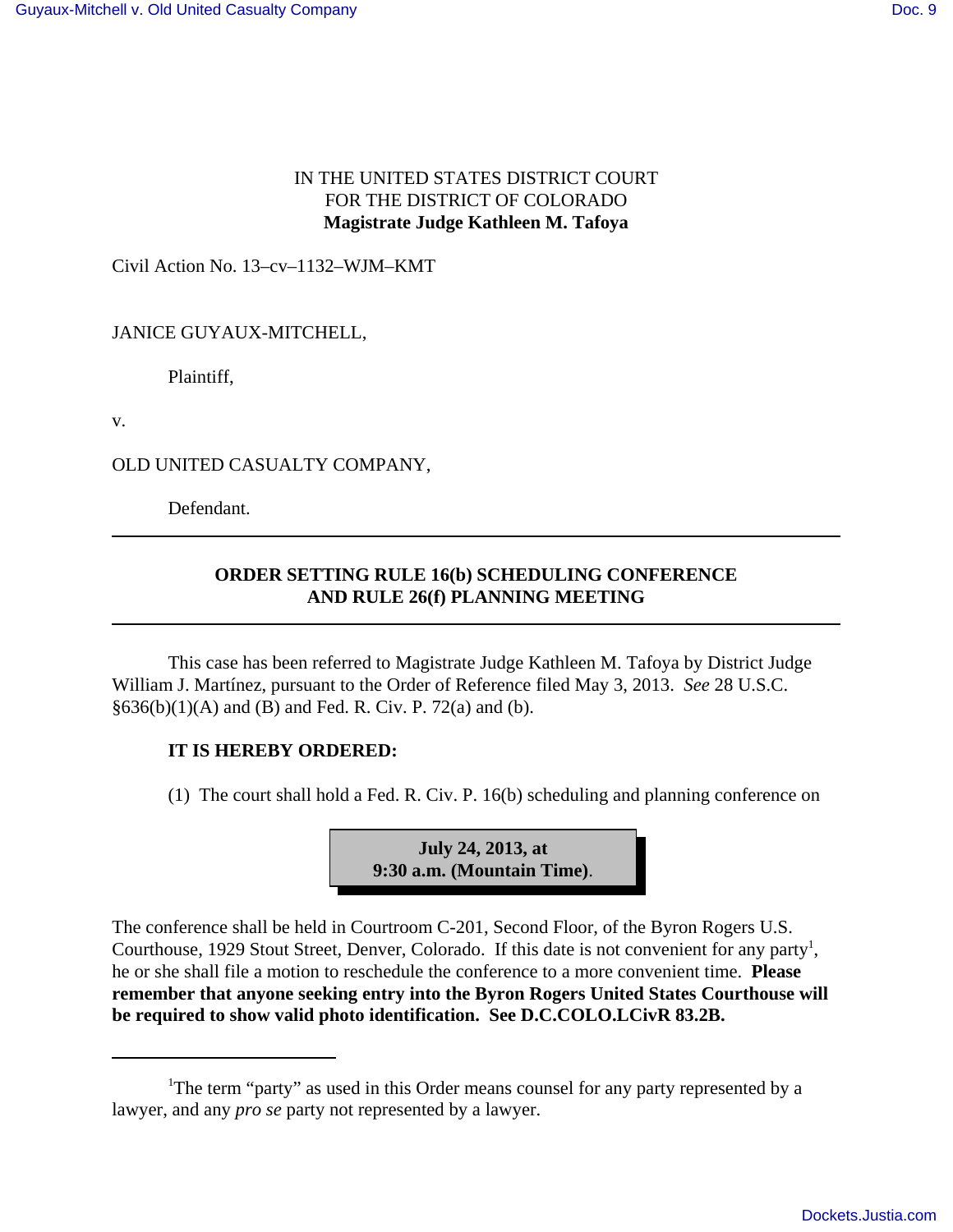IN THE UNITED STATES DISTRICT COURT
FOR THE DISTRICT OF COLORADO
**Magistrate Judge Kathleen M. Tafoya**

Civil Action No. 13–cv–1132–WJM–KMT

JANICE GUYAUX-MITCHELL,

Plaintiff,

v.

OLD UNITED CASUALTY COMPANY,

Defendant.

---

**ORDER SETTING RULE 16(b) SCHEDULING CONFERENCE
AND RULE 26(f) PLANNING MEETING**

---

This case has been referred to Magistrate Judge Kathleen M. Tafoya by District Judge William J. Martínez, pursuant to the Order of Reference filed May 3, 2013. *See* 28 U.S.C. §636(b)(1)(A) and (B) and Fed. R. Civ. P. 72(a) and (b).

**IT IS HEREBY ORDERED:**

(1) The court shall hold a Fed. R. Civ. P. 16(b) scheduling and planning conference on

**July 24, 2013, at
9:30 a.m. (Mountain Time)**.

The conference shall be held in Courtroom C-201, Second Floor, of the Byron Rogers U.S. Courthouse, 1929 Stout Street, Denver, Colorado. If this date is not convenient for any party[1], he or she shall file a motion to reschedule the conference to a more convenient time. **Please remember that anyone seeking entry into the Byron Rogers United States Courthouse will be required to show valid photo identification. See D.C.COLO.LCivR 83.2B.**

---

[1]The term "party" as used in this Order means counsel for any party represented by a lawyer, and any *pro se* party not represented by a lawyer.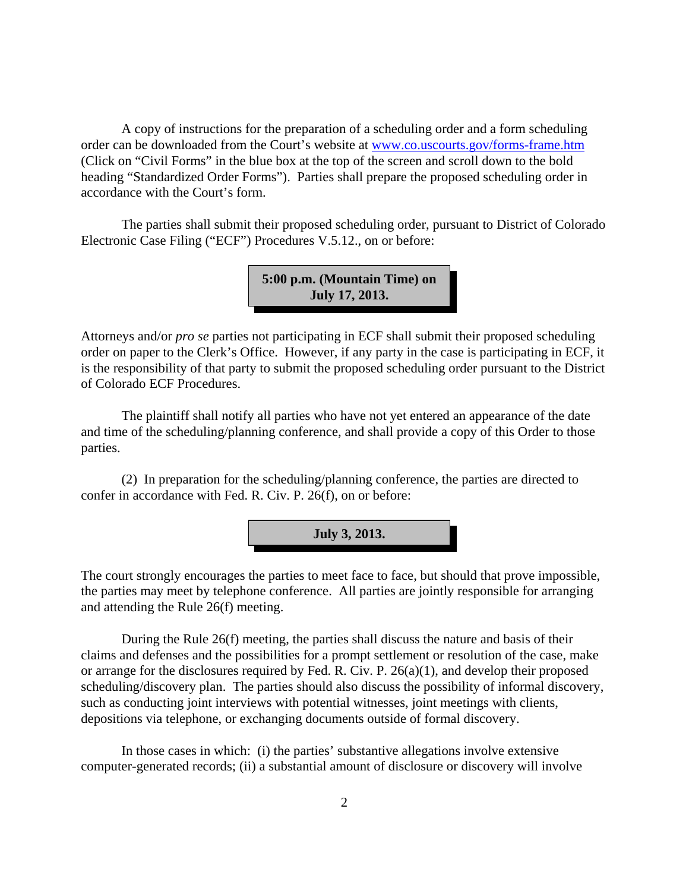A copy of instructions for the preparation of a scheduling order and a form scheduling order can be downloaded from the Court's website at [www.co.uscourts.gov/forms-frame.htm](www.co.uscourts.gov/forms-frame.htm) (Click on "Civil Forms" in the blue box at the top of the screen and scroll down to the bold heading "Standardized Order Forms"). Parties shall prepare the proposed scheduling order in accordance with the Court's form.

The parties shall submit their proposed scheduling order, pursuant to District of Colorado Electronic Case Filing ("ECF") Procedures V.5.12., on or before:

**5:00 p.m. (Mountain Time) on July 17, 2013.**

Attorneys and/or *pro se* parties not participating in ECF shall submit their proposed scheduling order on paper to the Clerk's Office. However, if any party in the case is participating in ECF, it is the responsibility of that party to submit the proposed scheduling order pursuant to the District of Colorado ECF Procedures.

The plaintiff shall notify all parties who have not yet entered an appearance of the date and time of the scheduling/planning conference, and shall provide a copy of this Order to those parties.

(2) In preparation for the scheduling/planning conference, the parties are directed to confer in accordance with Fed. R. Civ. P. 26(f), on or before:

**July 3, 2013.**

The court strongly encourages the parties to meet face to face, but should that prove impossible, the parties may meet by telephone conference. All parties are jointly responsible for arranging and attending the Rule 26(f) meeting.

During the Rule 26(f) meeting, the parties shall discuss the nature and basis of their claims and defenses and the possibilities for a prompt settlement or resolution of the case, make or arrange for the disclosures required by Fed. R. Civ. P. 26(a)(1), and develop their proposed scheduling/discovery plan. The parties should also discuss the possibility of informal discovery, such as conducting joint interviews with potential witnesses, joint meetings with clients, depositions via telephone, or exchanging documents outside of formal discovery.

In those cases in which: (i) the parties' substantive allegations involve extensive computer-generated records; (ii) a substantial amount of disclosure or discovery will involve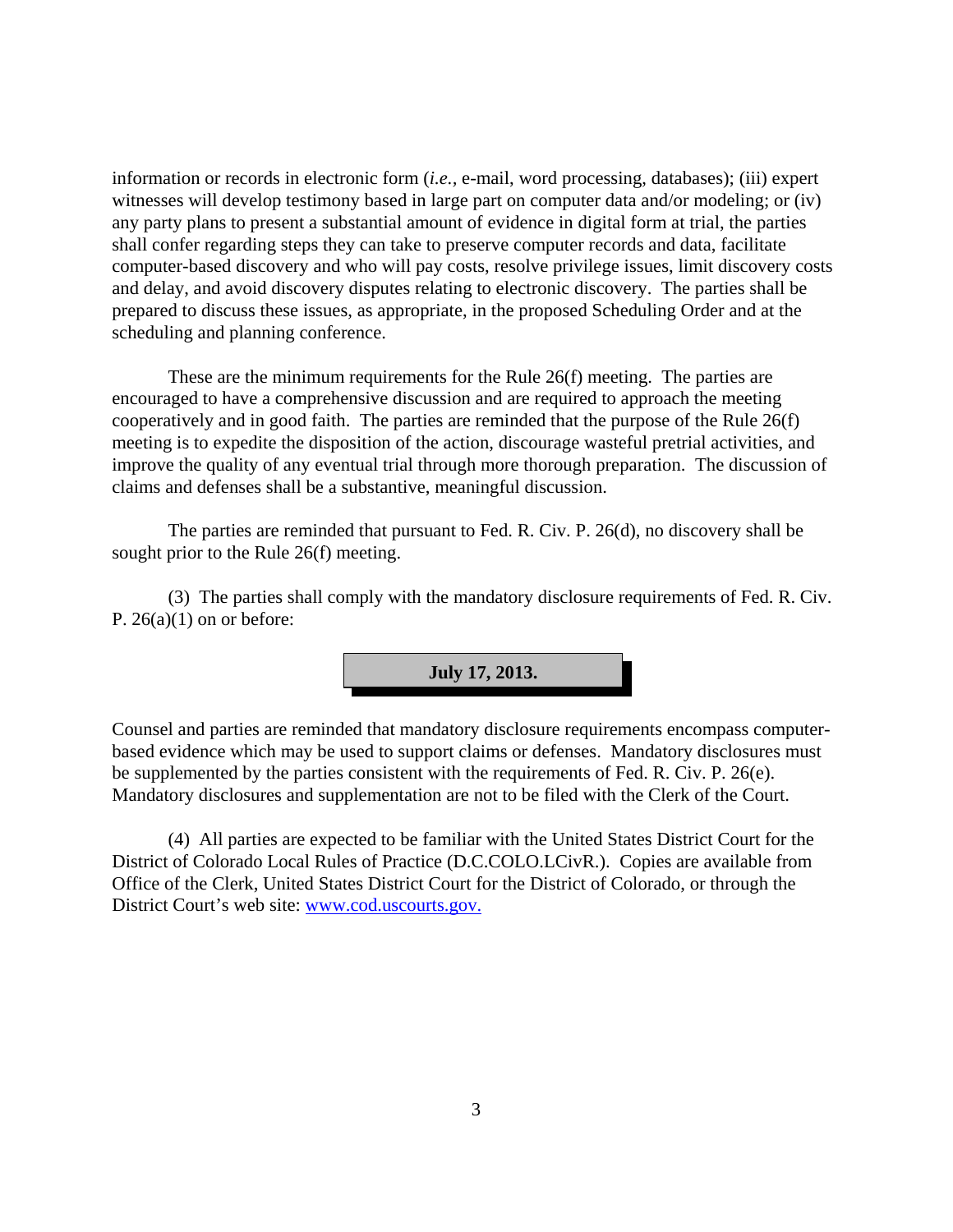information or records in electronic form (*i.e.*, e-mail, word processing, databases); (iii) expert witnesses will develop testimony based in large part on computer data and/or modeling; or (iv) any party plans to present a substantial amount of evidence in digital form at trial, the parties shall confer regarding steps they can take to preserve computer records and data, facilitate computer-based discovery and who will pay costs, resolve privilege issues, limit discovery costs and delay, and avoid discovery disputes relating to electronic discovery. The parties shall be prepared to discuss these issues, as appropriate, in the proposed Scheduling Order and at the scheduling and planning conference.

These are the minimum requirements for the Rule 26(f) meeting. The parties are encouraged to have a comprehensive discussion and are required to approach the meeting cooperatively and in good faith. The parties are reminded that the purpose of the Rule 26(f) meeting is to expedite the disposition of the action, discourage wasteful pretrial activities, and improve the quality of any eventual trial through more thorough preparation. The discussion of claims and defenses shall be a substantive, meaningful discussion.

The parties are reminded that pursuant to Fed. R. Civ. P. 26(d), no discovery shall be sought prior to the Rule 26(f) meeting.

(3) The parties shall comply with the mandatory disclosure requirements of Fed. R. Civ. P. 26(a)(1) on or before:

**July 17, 2013.**

Counsel and parties are reminded that mandatory disclosure requirements encompass computer-based evidence which may be used to support claims or defenses. Mandatory disclosures must be supplemented by the parties consistent with the requirements of Fed. R. Civ. P. 26(e). Mandatory disclosures and supplementation are not to be filed with the Clerk of the Court.

(4) All parties are expected to be familiar with the United States District Court for the District of Colorado Local Rules of Practice (D.C.COLO.LCivR.). Copies are available from Office of the Clerk, United States District Court for the District of Colorado, or through the District Court's web site: [www.cod.uscourts.gov.](http://www.cod.uscourts.gov)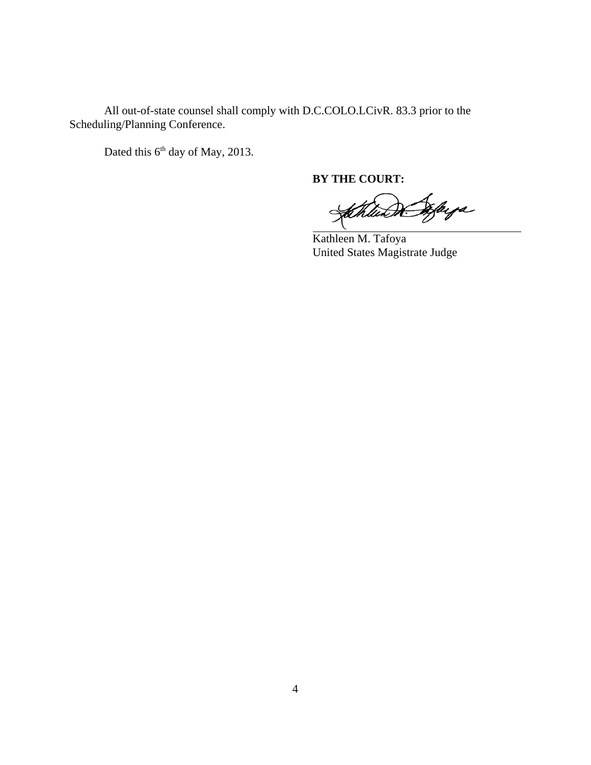All out-of-state counsel shall comply with D.C.COLO.LCivR. 83.3 prior to the Scheduling/Planning Conference.

Dated this 6th day of May, 2013.

**BY THE COURT:**

Kathleen M. Tafoya
United States Magistrate Judge